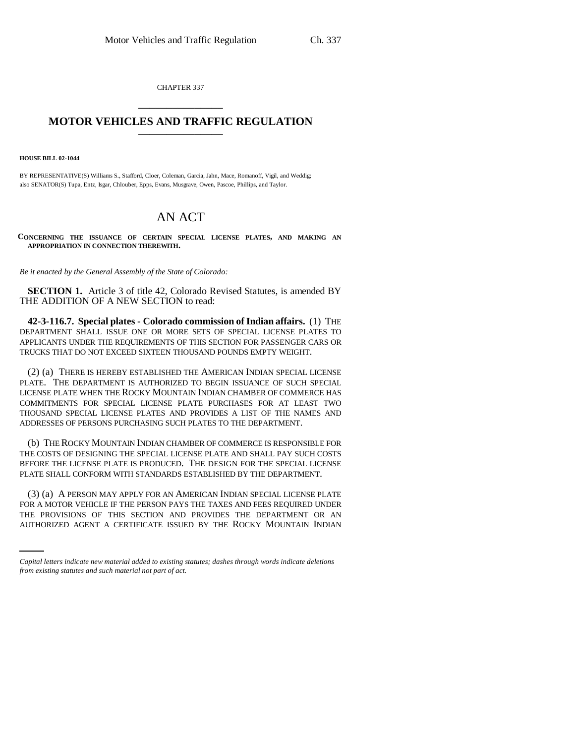CHAPTER 337

# MOTOR VEHICLES AND TRAFFIC REGULATION

**HOUSE BILL 02-1044**

BY REPRESENTATIVE(S) Williams S., Stafford, Cloer, Coleman, Garcia, Jahn, Mace, Romanoff, Vigil, and Weddig;
also SENATOR(S) Tupa, Entz, Isgar, Chlouber, Epps, Evans, Musgrave, Owen, Pascoe, Phillips, and Taylor.

# AN ACT

**CONCERNING THE ISSUANCE OF CERTAIN SPECIAL LICENSE PLATES, AND MAKING AN APPROPRIATION IN CONNECTION THEREWITH.**

*Be it enacted by the General Assembly of the State of Colorado:*

**SECTION 1.** Article 3 of title 42, Colorado Revised Statutes, is amended BY THE ADDITION OF A NEW SECTION to read:

**42-3-116.7. Special plates - Colorado commission of Indian affairs.** (1) THE DEPARTMENT SHALL ISSUE ONE OR MORE SETS OF SPECIAL LICENSE PLATES TO APPLICANTS UNDER THE REQUIREMENTS OF THIS SECTION FOR PASSENGER CARS OR TRUCKS THAT DO NOT EXCEED SIXTEEN THOUSAND POUNDS EMPTY WEIGHT.

(2) (a) THERE IS HEREBY ESTABLISHED THE AMERICAN INDIAN SPECIAL LICENSE PLATE. THE DEPARTMENT IS AUTHORIZED TO BEGIN ISSUANCE OF SUCH SPECIAL LICENSE PLATE WHEN THE ROCKY MOUNTAIN INDIAN CHAMBER OF COMMERCE HAS COMMITMENTS FOR SPECIAL LICENSE PLATE PURCHASES FOR AT LEAST TWO THOUSAND SPECIAL LICENSE PLATES AND PROVIDES A LIST OF THE NAMES AND ADDRESSES OF PERSONS PURCHASING SUCH PLATES TO THE DEPARTMENT.

(b) THE ROCKY MOUNTAIN INDIAN CHAMBER OF COMMERCE IS RESPONSIBLE FOR THE COSTS OF DESIGNING THE SPECIAL LICENSE PLATE AND SHALL PAY SUCH COSTS BEFORE THE LICENSE PLATE IS PRODUCED. THE DESIGN FOR THE SPECIAL LICENSE PLATE SHALL CONFORM WITH STANDARDS ESTABLISHED BY THE DEPARTMENT.

(3) (a) A PERSON MAY APPLY FOR AN AMERICAN INDIAN SPECIAL LICENSE PLATE FOR A MOTOR VEHICLE IF THE PERSON PAYS THE TAXES AND FEES REQUIRED UNDER THE PROVISIONS OF THIS SECTION AND PROVIDES THE DEPARTMENT OR AN AUTHORIZED AGENT A CERTIFICATE ISSUED BY THE ROCKY MOUNTAIN INDIAN

*Capital letters indicate new material added to existing statutes; dashes through words indicate deletions from existing statutes and such material not part of act.*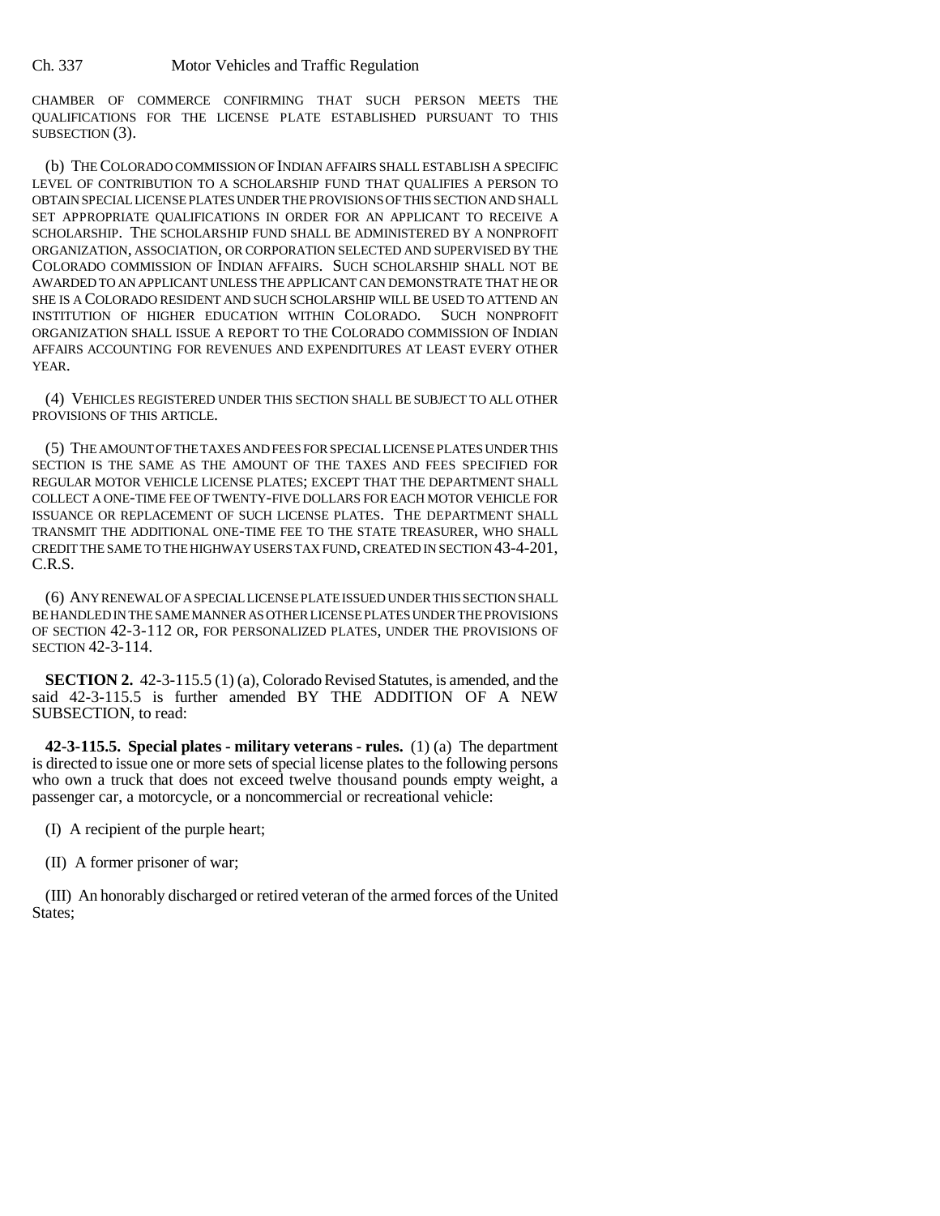CHAMBER OF COMMERCE CONFIRMING THAT SUCH PERSON MEETS THE QUALIFICATIONS FOR THE LICENSE PLATE ESTABLISHED PURSUANT TO THIS SUBSECTION (3).

(b) THE COLORADO COMMISSION OF INDIAN AFFAIRS SHALL ESTABLISH A SPECIFIC LEVEL OF CONTRIBUTION TO A SCHOLARSHIP FUND THAT QUALIFIES A PERSON TO OBTAIN SPECIAL LICENSE PLATES UNDER THE PROVISIONS OF THIS SECTION AND SHALL SET APPROPRIATE QUALIFICATIONS IN ORDER FOR AN APPLICANT TO RECEIVE A SCHOLARSHIP. THE SCHOLARSHIP FUND SHALL BE ADMINISTERED BY A NONPROFIT ORGANIZATION, ASSOCIATION, OR CORPORATION SELECTED AND SUPERVISED BY THE COLORADO COMMISSION OF INDIAN AFFAIRS. SUCH SCHOLARSHIP SHALL NOT BE AWARDED TO AN APPLICANT UNLESS THE APPLICANT CAN DEMONSTRATE THAT HE OR SHE IS A COLORADO RESIDENT AND SUCH SCHOLARSHIP WILL BE USED TO ATTEND AN INSTITUTION OF HIGHER EDUCATION WITHIN COLORADO. SUCH NONPROFIT ORGANIZATION SHALL ISSUE A REPORT TO THE COLORADO COMMISSION OF INDIAN AFFAIRS ACCOUNTING FOR REVENUES AND EXPENDITURES AT LEAST EVERY OTHER YEAR.

(4) VEHICLES REGISTERED UNDER THIS SECTION SHALL BE SUBJECT TO ALL OTHER PROVISIONS OF THIS ARTICLE.

(5) THE AMOUNT OF THE TAXES AND FEES FOR SPECIAL LICENSE PLATES UNDER THIS SECTION IS THE SAME AS THE AMOUNT OF THE TAXES AND FEES SPECIFIED FOR REGULAR MOTOR VEHICLE LICENSE PLATES; EXCEPT THAT THE DEPARTMENT SHALL COLLECT A ONE-TIME FEE OF TWENTY-FIVE DOLLARS FOR EACH MOTOR VEHICLE FOR ISSUANCE OR REPLACEMENT OF SUCH LICENSE PLATES. THE DEPARTMENT SHALL TRANSMIT THE ADDITIONAL ONE-TIME FEE TO THE STATE TREASURER, WHO SHALL CREDIT THE SAME TO THE HIGHWAY USERS TAX FUND, CREATED IN SECTION 43-4-201, C.R.S.

(6) ANY RENEWAL OF A SPECIAL LICENSE PLATE ISSUED UNDER THIS SECTION SHALL BE HANDLED IN THE SAME MANNER AS OTHER LICENSE PLATES UNDER THE PROVISIONS OF SECTION 42-3-112 OR, FOR PERSONALIZED PLATES, UNDER THE PROVISIONS OF SECTION 42-3-114.

**SECTION 2.** 42-3-115.5 (1) (a), Colorado Revised Statutes, is amended, and the said 42-3-115.5 is further amended BY THE ADDITION OF A NEW SUBSECTION, to read:

**42-3-115.5. Special plates - military veterans - rules.** (1) (a) The department is directed to issue one or more sets of special license plates to the following persons who own a truck that does not exceed twelve thousand pounds empty weight, a passenger car, a motorcycle, or a noncommercial or recreational vehicle:

(I) A recipient of the purple heart;

(II) A former prisoner of war;

(III) An honorably discharged or retired veteran of the armed forces of the United States;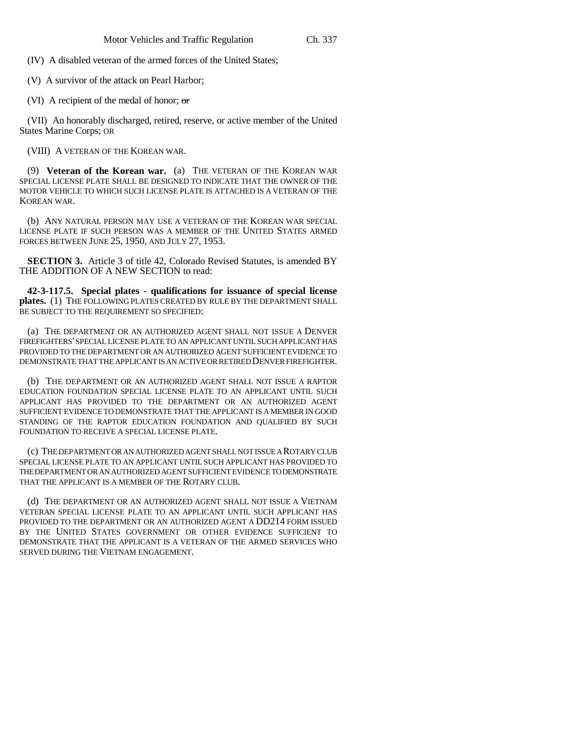(IV) A disabled veteran of the armed forces of the United States;

(V) A survivor of the attack on Pearl Harbor;

(VI) A recipient of the medal of honor; ~~or~~

(VII) An honorably discharged, retired, reserve, or active member of the United States Marine Corps; OR

(VIII) A VETERAN OF THE KOREAN WAR.

(9) **Veteran of the Korean war.** (a) THE VETERAN OF THE KOREAN WAR SPECIAL LICENSE PLATE SHALL BE DESIGNED TO INDICATE THAT THE OWNER OF THE MOTOR VEHICLE TO WHICH SUCH LICENSE PLATE IS ATTACHED IS A VETERAN OF THE KOREAN WAR.

(b) ANY NATURAL PERSON MAY USE A VETERAN OF THE KOREAN WAR SPECIAL LICENSE PLATE IF SUCH PERSON WAS A MEMBER OF THE UNITED STATES ARMED FORCES BETWEEN JUNE 25, 1950, AND JULY 27, 1953.

**SECTION 3.** Article 3 of title 42, Colorado Revised Statutes, is amended BY THE ADDITION OF A NEW SECTION to read:

**42-3-117.5. Special plates - qualifications for issuance of special license plates.** (1) THE FOLLOWING PLATES CREATED BY RULE BY THE DEPARTMENT SHALL BE SUBJECT TO THE REQUIREMENT SO SPECIFIED:

(a) THE DEPARTMENT OR AN AUTHORIZED AGENT SHALL NOT ISSUE A DENVER FIREFIGHTERS' SPECIAL LICENSE PLATE TO AN APPLICANT UNTIL SUCH APPLICANT HAS PROVIDED TO THE DEPARTMENT OR AN AUTHORIZED AGENT SUFFICIENT EVIDENCE TO DEMONSTRATE THAT THE APPLICANT IS AN ACTIVE OR RETIRED DENVER FIREFIGHTER.

(b) THE DEPARTMENT OR AN AUTHORIZED AGENT SHALL NOT ISSUE A RAPTOR EDUCATION FOUNDATION SPECIAL LICENSE PLATE TO AN APPLICANT UNTIL SUCH APPLICANT HAS PROVIDED TO THE DEPARTMENT OR AN AUTHORIZED AGENT SUFFICIENT EVIDENCE TO DEMONSTRATE THAT THE APPLICANT IS A MEMBER IN GOOD STANDING OF THE RAPTOR EDUCATION FOUNDATION AND QUALIFIED BY SUCH FOUNDATION TO RECEIVE A SPECIAL LICENSE PLATE.

(c) THE DEPARTMENT OR AN AUTHORIZED AGENT SHALL NOT ISSUE A ROTARY CLUB SPECIAL LICENSE PLATE TO AN APPLICANT UNTIL SUCH APPLICANT HAS PROVIDED TO THE DEPARTMENT OR AN AUTHORIZED AGENT SUFFICIENT EVIDENCE TO DEMONSTRATE THAT THE APPLICANT IS A MEMBER OF THE ROTARY CLUB.

(d) THE DEPARTMENT OR AN AUTHORIZED AGENT SHALL NOT ISSUE A VIETNAM VETERAN SPECIAL LICENSE PLATE TO AN APPLICANT UNTIL SUCH APPLICANT HAS PROVIDED TO THE DEPARTMENT OR AN AUTHORIZED AGENT A DD214 FORM ISSUED BY THE UNITED STATES GOVERNMENT OR OTHER EVIDENCE SUFFICIENT TO DEMONSTRATE THAT THE APPLICANT IS A VETERAN OF THE ARMED SERVICES WHO SERVED DURING THE VIETNAM ENGAGEMENT.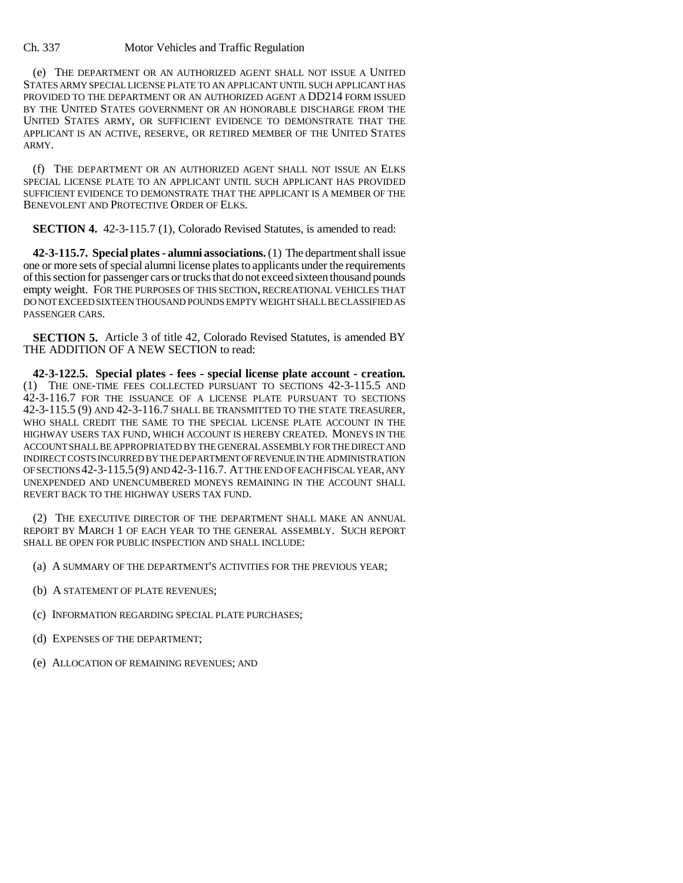(e) THE DEPARTMENT OR AN AUTHORIZED AGENT SHALL NOT ISSUE A UNITED STATES ARMY SPECIAL LICENSE PLATE TO AN APPLICANT UNTIL SUCH APPLICANT HAS PROVIDED TO THE DEPARTMENT OR AN AUTHORIZED AGENT A DD214 FORM ISSUED BY THE UNITED STATES GOVERNMENT OR AN HONORABLE DISCHARGE FROM THE UNITED STATES ARMY, OR SUFFICIENT EVIDENCE TO DEMONSTRATE THAT THE APPLICANT IS AN ACTIVE, RESERVE, OR RETIRED MEMBER OF THE UNITED STATES ARMY.

(f) THE DEPARTMENT OR AN AUTHORIZED AGENT SHALL NOT ISSUE AN ELKS SPECIAL LICENSE PLATE TO AN APPLICANT UNTIL SUCH APPLICANT HAS PROVIDED SUFFICIENT EVIDENCE TO DEMONSTRATE THAT THE APPLICANT IS A MEMBER OF THE BENEVOLENT AND PROTECTIVE ORDER OF ELKS.

**SECTION 4.** 42-3-115.7 (1), Colorado Revised Statutes, is amended to read:

**42-3-115.7. Special plates - alumni associations.** (1) The department shall issue one or more sets of special alumni license plates to applicants under the requirements of this section for passenger cars or trucks that do not exceed sixteen thousand pounds empty weight. FOR THE PURPOSES OF THIS SECTION, RECREATIONAL VEHICLES THAT DO NOT EXCEED SIXTEEN THOUSAND POUNDS EMPTY WEIGHT SHALL BE CLASSIFIED AS PASSENGER CARS.

**SECTION 5.** Article 3 of title 42, Colorado Revised Statutes, is amended BY THE ADDITION OF A NEW SECTION to read:

**42-3-122.5. Special plates - fees - special license plate account - creation.** (1) THE ONE-TIME FEES COLLECTED PURSUANT TO SECTIONS 42-3-115.5 AND 42-3-116.7 FOR THE ISSUANCE OF A LICENSE PLATE PURSUANT TO SECTIONS 42-3-115.5 (9) AND 42-3-116.7 SHALL BE TRANSMITTED TO THE STATE TREASURER, WHO SHALL CREDIT THE SAME TO THE SPECIAL LICENSE PLATE ACCOUNT IN THE HIGHWAY USERS TAX FUND, WHICH ACCOUNT IS HEREBY CREATED. MONEYS IN THE ACCOUNT SHALL BE APPROPRIATED BY THE GENERAL ASSEMBLY FOR THE DIRECT AND INDIRECT COSTS INCURRED BY THE DEPARTMENT OF REVENUE IN THE ADMINISTRATION OF SECTIONS 42-3-115.5 (9) AND 42-3-116.7. AT THE END OF EACH FISCAL YEAR, ANY UNEXPENDED AND UNENCUMBERED MONEYS REMAINING IN THE ACCOUNT SHALL REVERT BACK TO THE HIGHWAY USERS TAX FUND.

(2) THE EXECUTIVE DIRECTOR OF THE DEPARTMENT SHALL MAKE AN ANNUAL REPORT BY MARCH 1 OF EACH YEAR TO THE GENERAL ASSEMBLY. SUCH REPORT SHALL BE OPEN FOR PUBLIC INSPECTION AND SHALL INCLUDE:

(a) A SUMMARY OF THE DEPARTMENT'S ACTIVITIES FOR THE PREVIOUS YEAR;

(b) A STATEMENT OF PLATE REVENUES;

(c) INFORMATION REGARDING SPECIAL PLATE PURCHASES;

(d) EXPENSES OF THE DEPARTMENT;

(e) ALLOCATION OF REMAINING REVENUES; AND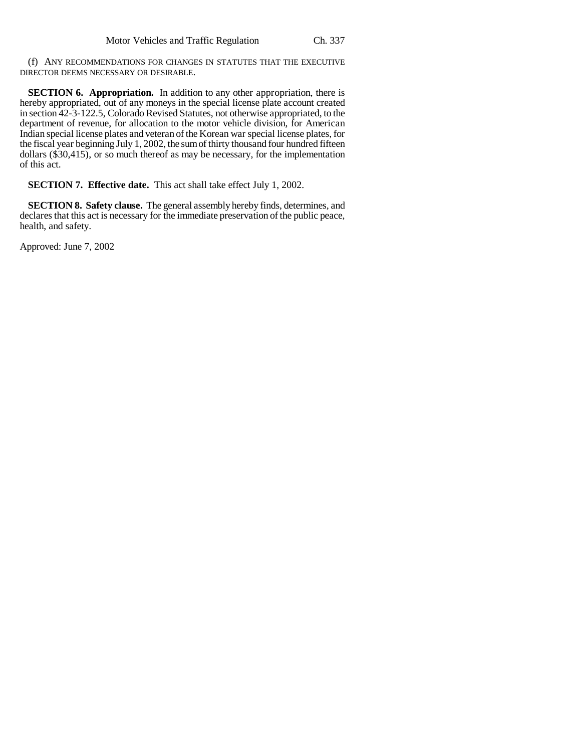(f) ANY RECOMMENDATIONS FOR CHANGES IN STATUTES THAT THE EXECUTIVE DIRECTOR DEEMS NECESSARY OR DESIRABLE.

**SECTION 6. Appropriation.** In addition to any other appropriation, there is hereby appropriated, out of any moneys in the special license plate account created in section 42-3-122.5, Colorado Revised Statutes, not otherwise appropriated, to the department of revenue, for allocation to the motor vehicle division, for American Indian special license plates and veteran of the Korean war special license plates, for the fiscal year beginning July 1, 2002, the sum of thirty thousand four hundred fifteen dollars ($30,415), or so much thereof as may be necessary, for the implementation of this act.

**SECTION 7. Effective date.** This act shall take effect July 1, 2002.

**SECTION 8. Safety clause.** The general assembly hereby finds, determines, and declares that this act is necessary for the immediate preservation of the public peace, health, and safety.

Approved: June 7, 2002